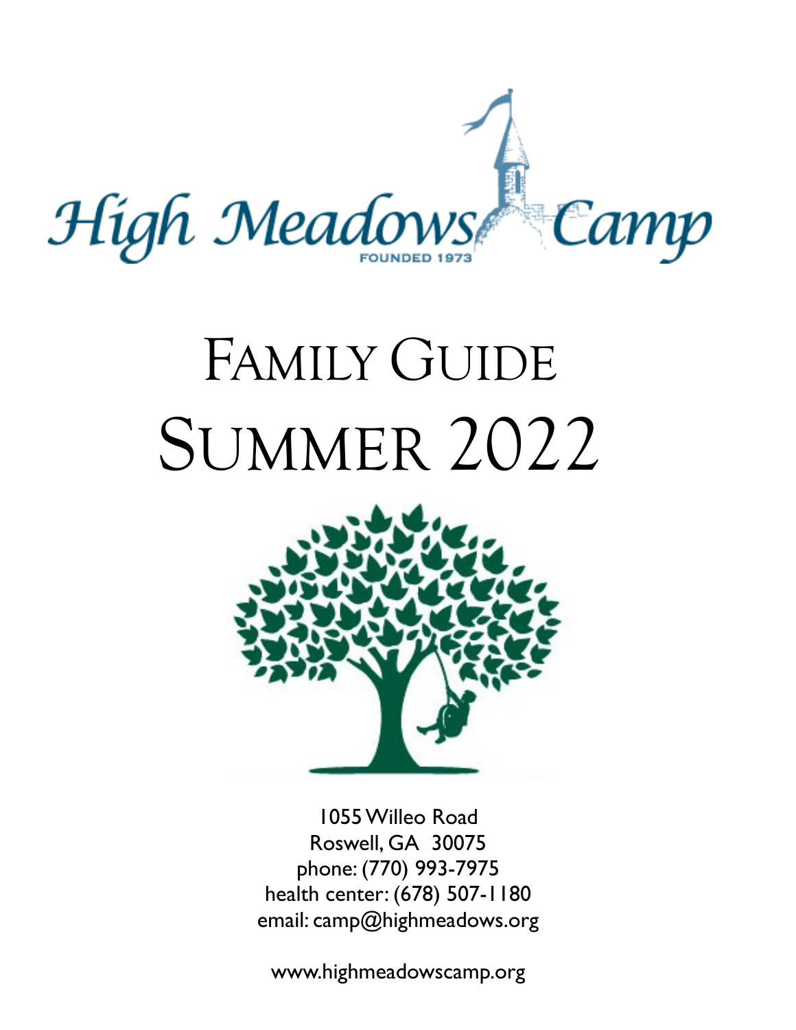# High Meadows Camp

FOUNDED 1973

# FAMILY GUIDE
# SUMMER 2022

1055 Willeo Road
Roswell, GA 30075
phone: (770) 993-7975
health center: (678) 507-1180
email: camp@highmeadows.org

www.highmeadowscamp.org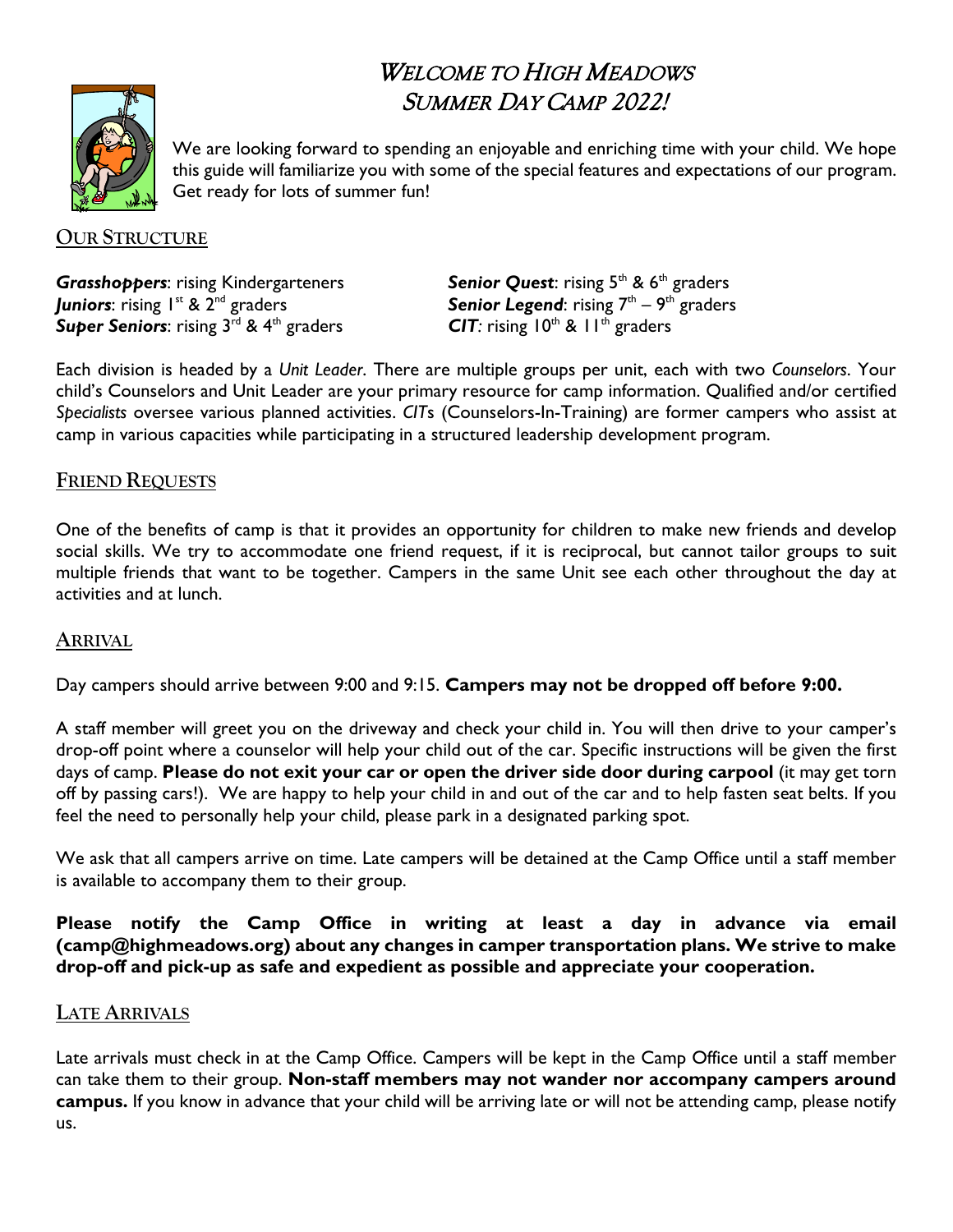# WELCOME TO HIGH MEADOWS SUMMER DAY CAMP 2022!

We are looking forward to spending an enjoyable and enriching time with your child. We hope this guide will familiarize you with some of the special features and expectations of our program. Get ready for lots of summer fun!

## OUR STRUCTURE

***Grasshoppers***: rising Kindergarteners
***Juniors***: rising 1st & 2nd graders
***Super Seniors***: rising 3rd & 4th graders
***Senior Quest***: rising 5th & 6th graders
***Senior Legend***: rising 7th – 9th graders
***CIT***: rising 10th & 11th graders

Each division is headed by a *Unit Leader*. There are multiple groups per unit, each with two *Counselors*. Your child's Counselors and Unit Leader are your primary resource for camp information. Qualified and/or certified *Specialists* oversee various planned activities. *CIT*s (Counselors-In-Training) are former campers who assist at camp in various capacities while participating in a structured leadership development program.

## FRIEND REQUESTS

One of the benefits of camp is that it provides an opportunity for children to make new friends and develop social skills. We try to accommodate one friend request, if it is reciprocal, but cannot tailor groups to suit multiple friends that want to be together. Campers in the same Unit see each other throughout the day at activities and at lunch.

## ARRIVAL

Day campers should arrive between 9:00 and 9:15. **Campers may not be dropped off before 9:00.**

A staff member will greet you on the driveway and check your child in. You will then drive to your camper's drop-off point where a counselor will help your child out of the car. Specific instructions will be given the first days of camp. **Please do not exit your car or open the driver side door during carpool** (it may get torn off by passing cars!). We are happy to help your child in and out of the car and to help fasten seat belts. If you feel the need to personally help your child, please park in a designated parking spot.

We ask that all campers arrive on time. Late campers will be detained at the Camp Office until a staff member is available to accompany them to their group.

**Please notify the Camp Office in writing at least a day in advance via email (camp@highmeadows.org) about any changes in camper transportation plans. We strive to make drop-off and pick-up as safe and expedient as possible and appreciate your cooperation.**

## LATE ARRIVALS

Late arrivals must check in at the Camp Office. Campers will be kept in the Camp Office until a staff member can take them to their group. **Non-staff members may not wander nor accompany campers around campus.** If you know in advance that your child will be arriving late or will not be attending camp, please notify us.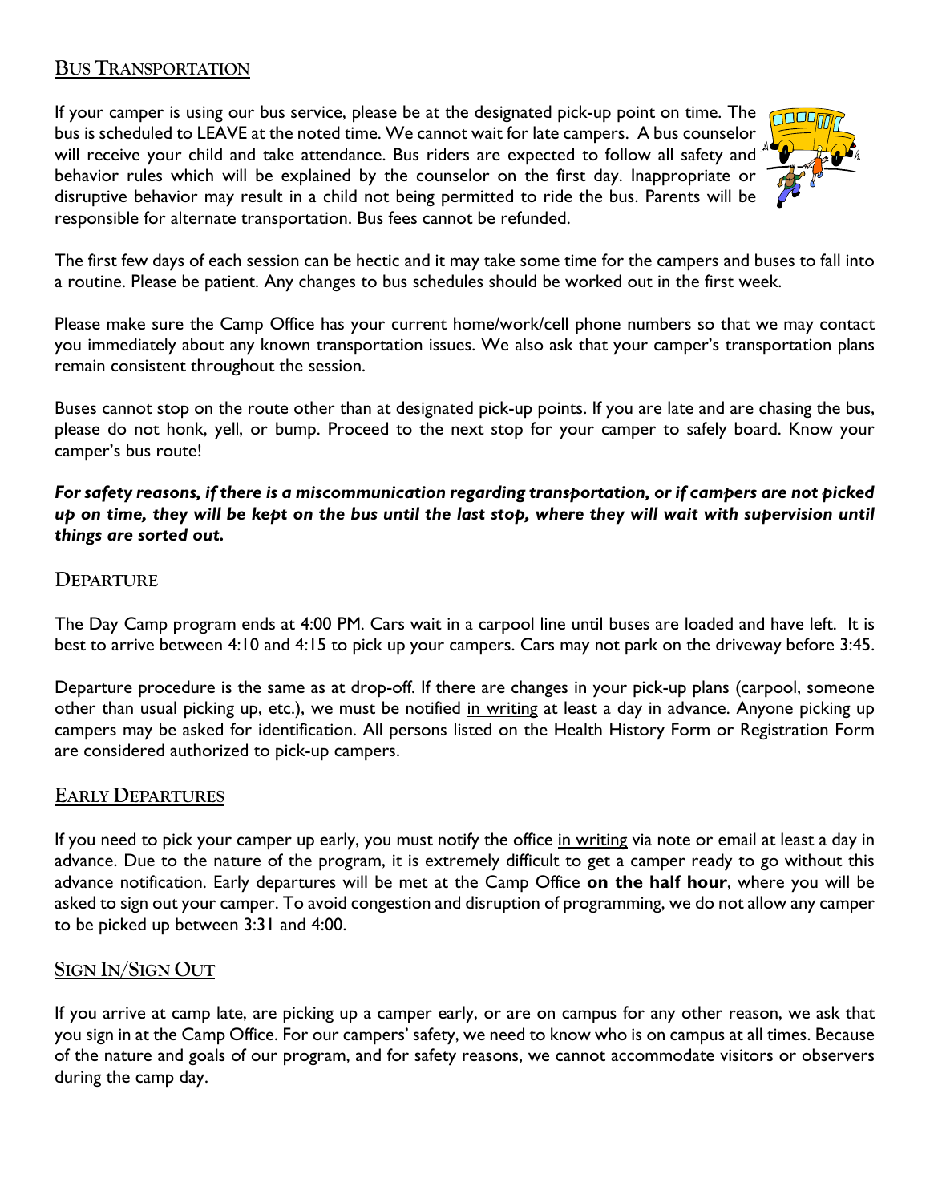## BUS TRANSPORTATION

If your camper is using our bus service, please be at the designated pick-up point on time. The bus is scheduled to LEAVE at the noted time. We cannot wait for late campers. A bus counselor will receive your child and take attendance. Bus riders are expected to follow all safety and behavior rules which will be explained by the counselor on the first day. Inappropriate or disruptive behavior may result in a child not being permitted to ride the bus. Parents will be responsible for alternate transportation. Bus fees cannot be refunded.

The first few days of each session can be hectic and it may take some time for the campers and buses to fall into a routine. Please be patient. Any changes to bus schedules should be worked out in the first week.

Please make sure the Camp Office has your current home/work/cell phone numbers so that we may contact you immediately about any known transportation issues. We also ask that your camper's transportation plans remain consistent throughout the session.

Buses cannot stop on the route other than at designated pick-up points. If you are late and are chasing the bus, please do not honk, yell, or bump. Proceed to the next stop for your camper to safely board. Know your camper's bus route!

***For safety reasons, if there is a miscommunication regarding transportation, or if campers are not picked up on time, they will be kept on the bus until the last stop, where they will wait with supervision until things are sorted out.***

## DEPARTURE

The Day Camp program ends at 4:00 PM. Cars wait in a carpool line until buses are loaded and have left. It is best to arrive between 4:10 and 4:15 to pick up your campers. Cars may not park on the driveway before 3:45.

Departure procedure is the same as at drop-off. If there are changes in your pick-up plans (carpool, someone other than usual picking up, etc.), we must be notified in writing at least a day in advance. Anyone picking up campers may be asked for identification. All persons listed on the Health History Form or Registration Form are considered authorized to pick-up campers.

## EARLY DEPARTURES

If you need to pick your camper up early, you must notify the office in writing via note or email at least a day in advance. Due to the nature of the program, it is extremely difficult to get a camper ready to go without this advance notification. Early departures will be met at the Camp Office **on the half hour**, where you will be asked to sign out your camper. To avoid congestion and disruption of programming, we do not allow any camper to be picked up between 3:31 and 4:00.

## SIGN IN/SIGN OUT

If you arrive at camp late, are picking up a camper early, or are on campus for any other reason, we ask that you sign in at the Camp Office. For our campers' safety, we need to know who is on campus at all times. Because of the nature and goals of our program, and for safety reasons, we cannot accommodate visitors or observers during the camp day.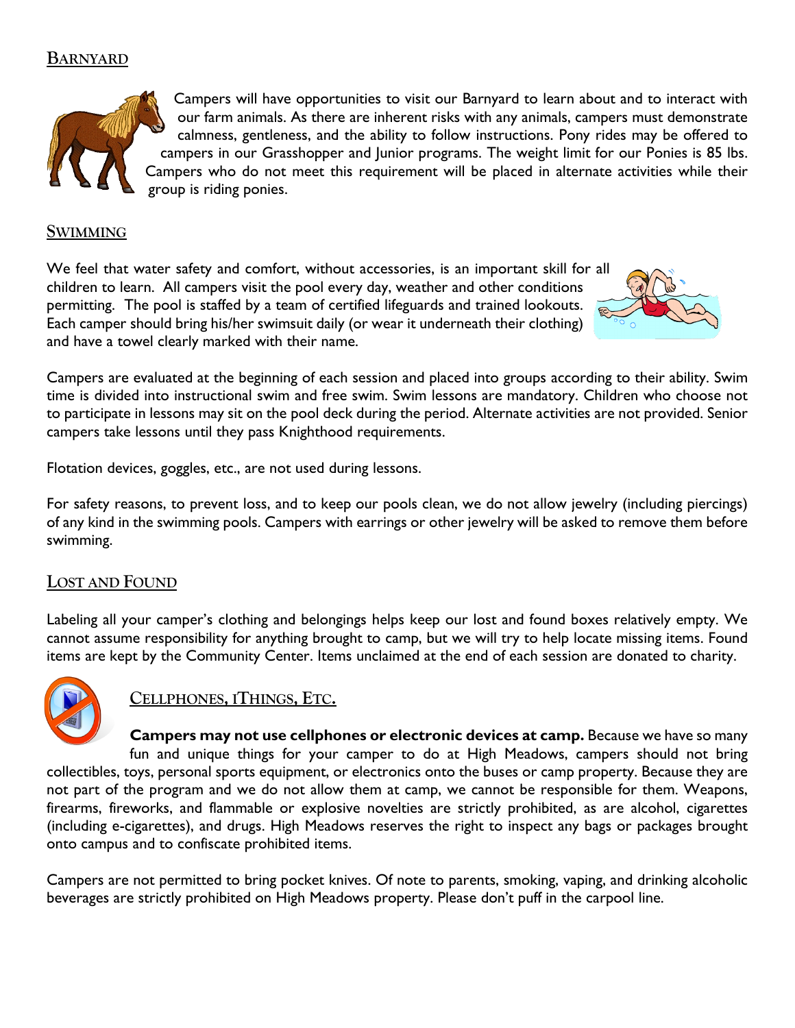## BARNYARD

Campers will have opportunities to visit our Barnyard to learn about and to interact with our farm animals. As there are inherent risks with any animals, campers must demonstrate calmness, gentleness, and the ability to follow instructions. Pony rides may be offered to campers in our Grasshopper and Junior programs. The weight limit for our Ponies is 85 lbs. Campers who do not meet this requirement will be placed in alternate activities while their group is riding ponies.

## SWIMMING

We feel that water safety and comfort, without accessories, is an important skill for all children to learn. All campers visit the pool every day, weather and other conditions permitting. The pool is staffed by a team of certified lifeguards and trained lookouts. Each camper should bring his/her swimsuit daily (or wear it underneath their clothing) and have a towel clearly marked with their name.

Campers are evaluated at the beginning of each session and placed into groups according to their ability. Swim time is divided into instructional swim and free swim. Swim lessons are mandatory. Children who choose not to participate in lessons may sit on the pool deck during the period. Alternate activities are not provided. Senior campers take lessons until they pass Knighthood requirements.

Flotation devices, goggles, etc., are not used during lessons.

For safety reasons, to prevent loss, and to keep our pools clean, we do not allow jewelry (including piercings) of any kind in the swimming pools. Campers with earrings or other jewelry will be asked to remove them before swimming.

## LOST AND FOUND

Labeling all your camper's clothing and belongings helps keep our lost and found boxes relatively empty. We cannot assume responsibility for anything brought to camp, but we will try to help locate missing items. Found items are kept by the Community Center. Items unclaimed at the end of each session are donated to charity.

## CELLPHONES, ITHINGS, ETC.

**Campers may not use cellphones or electronic devices at camp.** Because we have so many fun and unique things for your camper to do at High Meadows, campers should not bring collectibles, toys, personal sports equipment, or electronics onto the buses or camp property. Because they are not part of the program and we do not allow them at camp, we cannot be responsible for them. Weapons, firearms, fireworks, and flammable or explosive novelties are strictly prohibited, as are alcohol, cigarettes (including e-cigarettes), and drugs. High Meadows reserves the right to inspect any bags or packages brought onto campus and to confiscate prohibited items.

Campers are not permitted to bring pocket knives. Of note to parents, smoking, vaping, and drinking alcoholic beverages are strictly prohibited on High Meadows property. Please don't puff in the carpool line.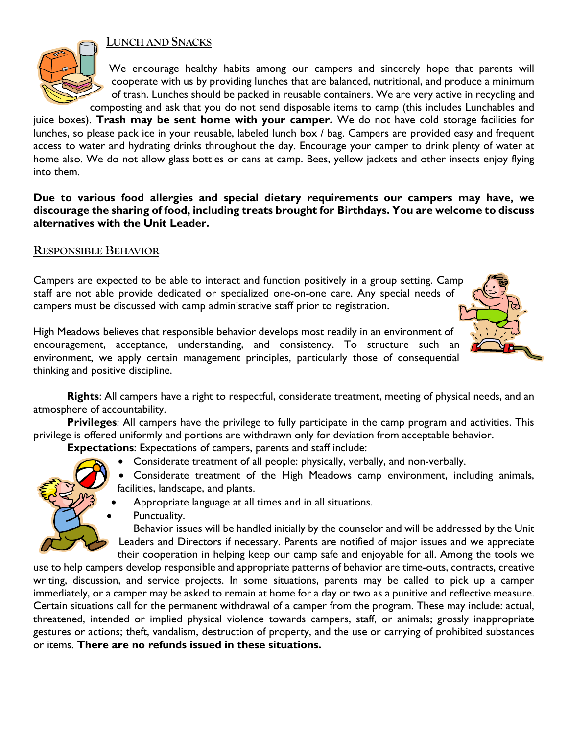## LUNCH AND SNACKS

We encourage healthy habits among our campers and sincerely hope that parents will cooperate with us by providing lunches that are balanced, nutritional, and produce a minimum of trash. Lunches should be packed in reusable containers. We are very active in recycling and composting and ask that you do not send disposable items to camp (this includes Lunchables and juice boxes). **Trash may be sent home with your camper.** We do not have cold storage facilities for lunches, so please pack ice in your reusable, labeled lunch box / bag. Campers are provided easy and frequent access to water and hydrating drinks throughout the day. Encourage your camper to drink plenty of water at home also. We do not allow glass bottles or cans at camp. Bees, yellow jackets and other insects enjoy flying into them.

**Due to various food allergies and special dietary requirements our campers may have, we discourage the sharing of food, including treats brought for Birthdays. You are welcome to discuss alternatives with the Unit Leader.**

## RESPONSIBLE BEHAVIOR

Campers are expected to be able to interact and function positively in a group setting. Camp staff are not able provide dedicated or specialized one-on-one care. Any special needs of campers must be discussed with camp administrative staff prior to registration.

High Meadows believes that responsible behavior develops most readily in an environment of encouragement, acceptance, understanding, and consistency. To structure such an environment, we apply certain management principles, particularly those of consequential thinking and positive discipline.

**Rights**: All campers have a right to respectful, considerate treatment, meeting of physical needs, and an atmosphere of accountability.

**Privileges**: All campers have the privilege to fully participate in the camp program and activities. This privilege is offered uniformly and portions are withdrawn only for deviation from acceptable behavior.

**Expectations**: Expectations of campers, parents and staff include:

- Considerate treatment of all people: physically, verbally, and non-verbally.
- Considerate treatment of the High Meadows camp environment, including animals, facilities, landscape, and plants.
- Appropriate language at all times and in all situations.
- Punctuality.

Behavior issues will be handled initially by the counselor and will be addressed by the Unit Leaders and Directors if necessary. Parents are notified of major issues and we appreciate their cooperation in helping keep our camp safe and enjoyable for all. Among the tools we use to help campers develop responsible and appropriate patterns of behavior are time-outs, contracts, creative writing, discussion, and service projects. In some situations, parents may be called to pick up a camper immediately, or a camper may be asked to remain at home for a day or two as a punitive and reflective measure. Certain situations call for the permanent withdrawal of a camper from the program. These may include: actual, threatened, intended or implied physical violence towards campers, staff, or animals; grossly inappropriate gestures or actions; theft, vandalism, destruction of property, and the use or carrying of prohibited substances or items. **There are no refunds issued in these situations.**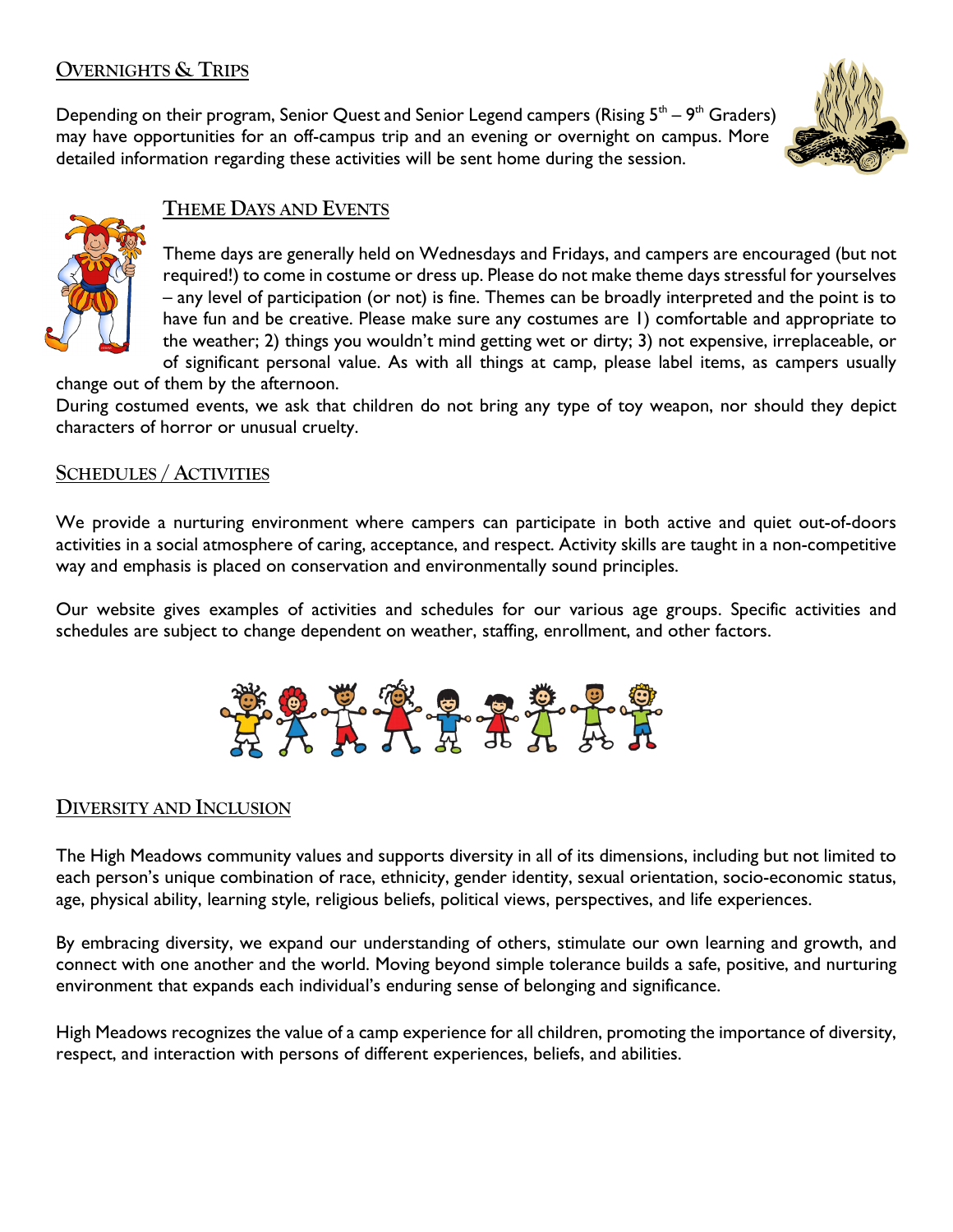## Overnights & Trips

Depending on their program, Senior Quest and Senior Legend campers (Rising 5th – 9th Graders) may have opportunities for an off-campus trip and an evening or overnight on campus. More detailed information regarding these activities will be sent home during the session.

## Theme Days and Events

Theme days are generally held on Wednesdays and Fridays, and campers are encouraged (but not required!) to come in costume or dress up. Please do not make theme days stressful for yourselves – any level of participation (or not) is fine. Themes can be broadly interpreted and the point is to have fun and be creative. Please make sure any costumes are 1) comfortable and appropriate to the weather; 2) things you wouldn't mind getting wet or dirty; 3) not expensive, irreplaceable, or of significant personal value. As with all things at camp, please label items, as campers usually change out of them by the afternoon.

During costumed events, we ask that children do not bring any type of toy weapon, nor should they depict characters of horror or unusual cruelty.

## Schedules / Activities

We provide a nurturing environment where campers can participate in both active and quiet out-of-doors activities in a social atmosphere of caring, acceptance, and respect. Activity skills are taught in a non-competitive way and emphasis is placed on conservation and environmentally sound principles.

Our website gives examples of activities and schedules for our various age groups. Specific activities and schedules are subject to change dependent on weather, staffing, enrollment, and other factors.

## Diversity and Inclusion

The High Meadows community values and supports diversity in all of its dimensions, including but not limited to each person's unique combination of race, ethnicity, gender identity, sexual orientation, socio-economic status, age, physical ability, learning style, religious beliefs, political views, perspectives, and life experiences.

By embracing diversity, we expand our understanding of others, stimulate our own learning and growth, and connect with one another and the world. Moving beyond simple tolerance builds a safe, positive, and nurturing environment that expands each individual's enduring sense of belonging and significance.

High Meadows recognizes the value of a camp experience for all children, promoting the importance of diversity, respect, and interaction with persons of different experiences, beliefs, and abilities.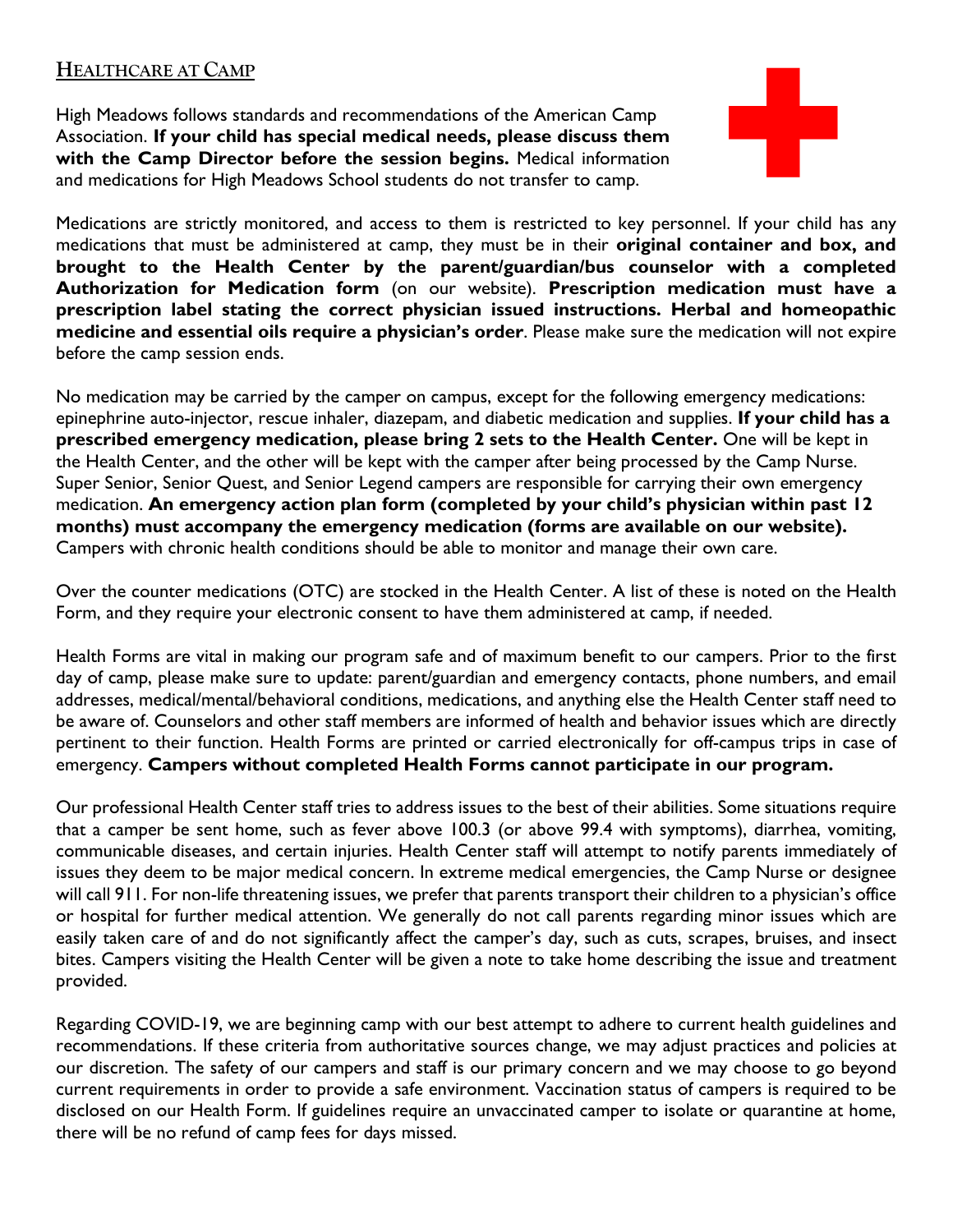## HEALTHCARE AT CAMP

High Meadows follows standards and recommendations of the American Camp Association. **If your child has special medical needs, please discuss them with the Camp Director before the session begins.** Medical information and medications for High Meadows School students do not transfer to camp.

Medications are strictly monitored, and access to them is restricted to key personnel. If your child has any medications that must be administered at camp, they must be in their **original container and box, and brought to the Health Center by the parent/guardian/bus counselor with a completed Authorization for Medication form** (on our website). **Prescription medication must have a prescription label stating the correct physician issued instructions. Herbal and homeopathic medicine and essential oils require a physician's order**. Please make sure the medication will not expire before the camp session ends.

No medication may be carried by the camper on campus, except for the following emergency medications: epinephrine auto-injector, rescue inhaler, diazepam, and diabetic medication and supplies. **If your child has a prescribed emergency medication, please bring 2 sets to the Health Center.** One will be kept in the Health Center, and the other will be kept with the camper after being processed by the Camp Nurse. Super Senior, Senior Quest, and Senior Legend campers are responsible for carrying their own emergency medication. **An emergency action plan form (completed by your child's physician within past 12 months) must accompany the emergency medication (forms are available on our website).** Campers with chronic health conditions should be able to monitor and manage their own care.

Over the counter medications (OTC) are stocked in the Health Center. A list of these is noted on the Health Form, and they require your electronic consent to have them administered at camp, if needed.

Health Forms are vital in making our program safe and of maximum benefit to our campers. Prior to the first day of camp, please make sure to update: parent/guardian and emergency contacts, phone numbers, and email addresses, medical/mental/behavioral conditions, medications, and anything else the Health Center staff need to be aware of. Counselors and other staff members are informed of health and behavior issues which are directly pertinent to their function. Health Forms are printed or carried electronically for off-campus trips in case of emergency. **Campers without completed Health Forms cannot participate in our program.**

Our professional Health Center staff tries to address issues to the best of their abilities. Some situations require that a camper be sent home, such as fever above 100.3 (or above 99.4 with symptoms), diarrhea, vomiting, communicable diseases, and certain injuries. Health Center staff will attempt to notify parents immediately of issues they deem to be major medical concern. In extreme medical emergencies, the Camp Nurse or designee will call 911. For non-life threatening issues, we prefer that parents transport their children to a physician's office or hospital for further medical attention. We generally do not call parents regarding minor issues which are easily taken care of and do not significantly affect the camper's day, such as cuts, scrapes, bruises, and insect bites. Campers visiting the Health Center will be given a note to take home describing the issue and treatment provided.

Regarding COVID-19, we are beginning camp with our best attempt to adhere to current health guidelines and recommendations. If these criteria from authoritative sources change, we may adjust practices and policies at our discretion. The safety of our campers and staff is our primary concern and we may choose to go beyond current requirements in order to provide a safe environment. Vaccination status of campers is required to be disclosed on our Health Form. If guidelines require an unvaccinated camper to isolate or quarantine at home, there will be no refund of camp fees for days missed.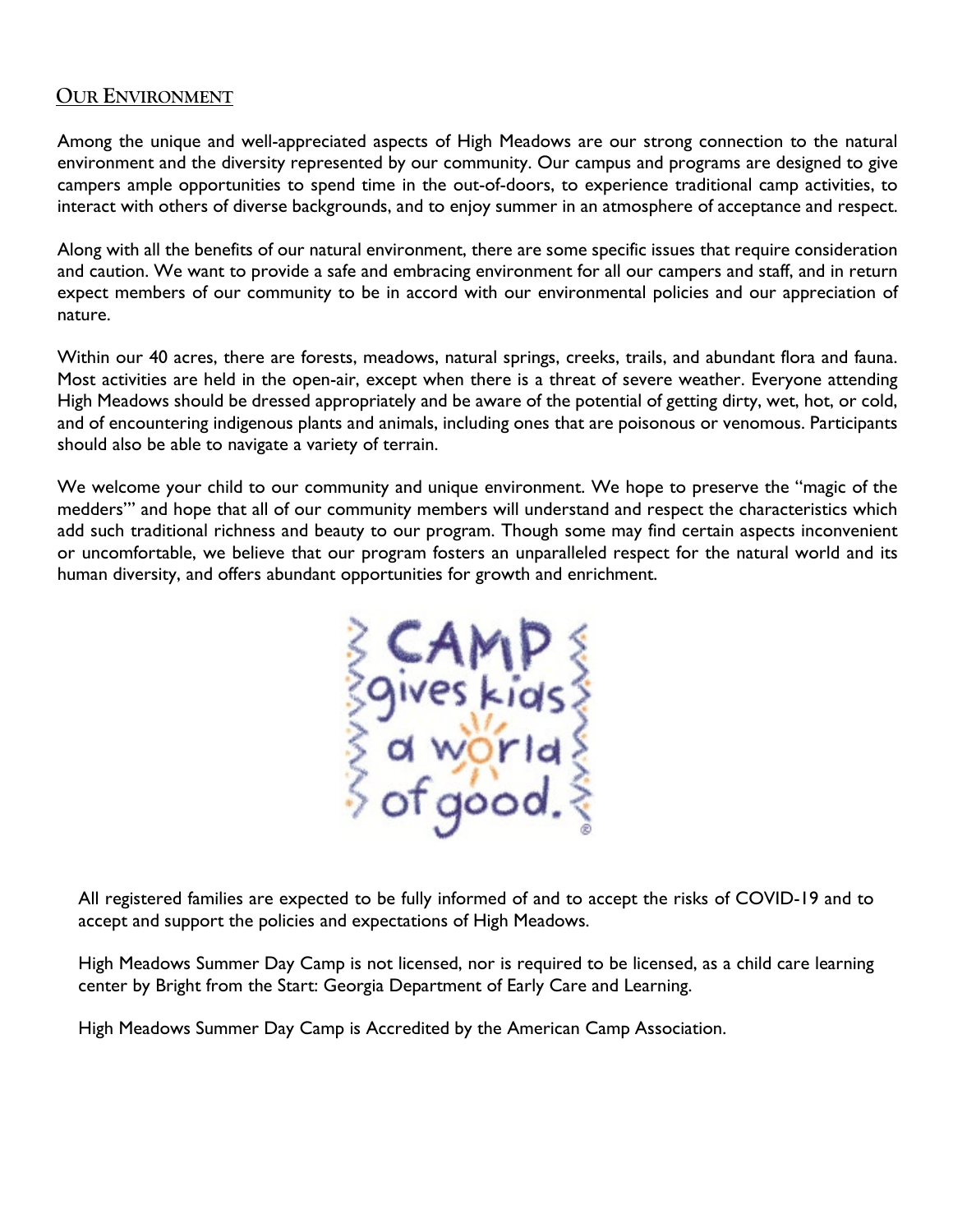## OUR ENVIRONMENT

Among the unique and well-appreciated aspects of High Meadows are our strong connection to the natural environment and the diversity represented by our community. Our campus and programs are designed to give campers ample opportunities to spend time in the out-of-doors, to experience traditional camp activities, to interact with others of diverse backgrounds, and to enjoy summer in an atmosphere of acceptance and respect.

Along with all the benefits of our natural environment, there are some specific issues that require consideration and caution. We want to provide a safe and embracing environment for all our campers and staff, and in return expect members of our community to be in accord with our environmental policies and our appreciation of nature.

Within our 40 acres, there are forests, meadows, natural springs, creeks, trails, and abundant flora and fauna. Most activities are held in the open-air, except when there is a threat of severe weather. Everyone attending High Meadows should be dressed appropriately and be aware of the potential of getting dirty, wet, hot, or cold, and of encountering indigenous plants and animals, including ones that are poisonous or venomous. Participants should also be able to navigate a variety of terrain.

We welcome your child to our community and unique environment. We hope to preserve the "magic of the medders"' and hope that all of our community members will understand and respect the characteristics which add such traditional richness and beauty to our program. Though some may find certain aspects inconvenient or uncomfortable, we believe that our program fosters an unparalleled respect for the natural world and its human diversity, and offers abundant opportunities for growth and enrichment.

All registered families are expected to be fully informed of and to accept the risks of COVID-19 and to accept and support the policies and expectations of High Meadows.

High Meadows Summer Day Camp is not licensed, nor is required to be licensed, as a child care learning center by Bright from the Start: Georgia Department of Early Care and Learning.

High Meadows Summer Day Camp is Accredited by the American Camp Association.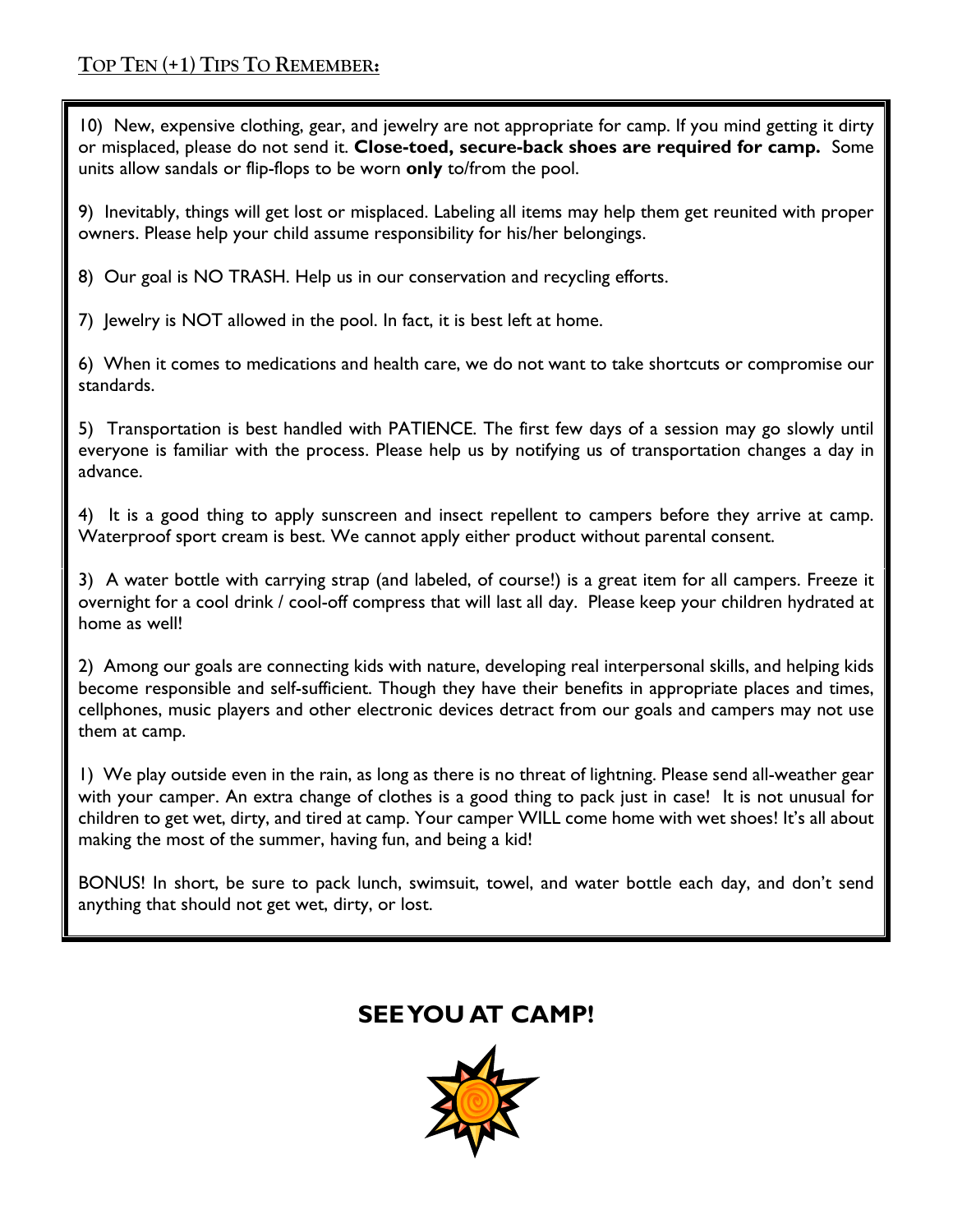## TOP TEN (+1) TIPS TO REMEMBER:

10) New, expensive clothing, gear, and jewelry are not appropriate for camp. If you mind getting it dirty or misplaced, please do not send it. **Close-toed, secure-back shoes are required for camp.** Some units allow sandals or flip-flops to be worn **only** to/from the pool.

9) Inevitably, things will get lost or misplaced. Labeling all items may help them get reunited with proper owners. Please help your child assume responsibility for his/her belongings.

8) Our goal is NO TRASH. Help us in our conservation and recycling efforts.

7) Jewelry is NOT allowed in the pool. In fact, it is best left at home.

6) When it comes to medications and health care, we do not want to take shortcuts or compromise our standards.

5) Transportation is best handled with PATIENCE. The first few days of a session may go slowly until everyone is familiar with the process. Please help us by notifying us of transportation changes a day in advance.

4) It is a good thing to apply sunscreen and insect repellent to campers before they arrive at camp. Waterproof sport cream is best. We cannot apply either product without parental consent.

3) A water bottle with carrying strap (and labeled, of course!) is a great item for all campers. Freeze it overnight for a cool drink / cool-off compress that will last all day. Please keep your children hydrated at home as well!

2) Among our goals are connecting kids with nature, developing real interpersonal skills, and helping kids become responsible and self-sufficient. Though they have their benefits in appropriate places and times, cellphones, music players and other electronic devices detract from our goals and campers may not use them at camp.

1) We play outside even in the rain, as long as there is no threat of lightning. Please send all-weather gear with your camper. An extra change of clothes is a good thing to pack just in case! It is not unusual for children to get wet, dirty, and tired at camp. Your camper WILL come home with wet shoes! It's all about making the most of the summer, having fun, and being a kid!

BONUS! In short, be sure to pack lunch, swimsuit, towel, and water bottle each day, and don't send anything that should not get wet, dirty, or lost.

**SEE YOU AT CAMP!**